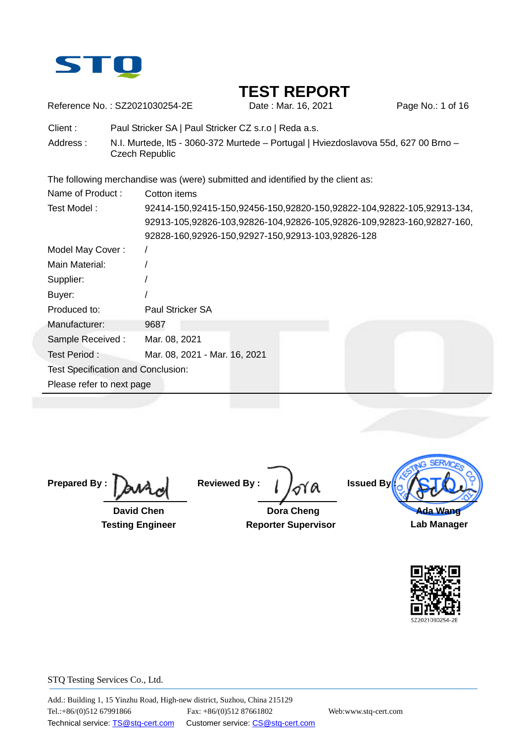STQ

# TEST REPORT

Reference No. : SZ2021030254-2E    Date : Mar. 16, 2021

Client : Paul Stricker SA | Paul Stricker CZ s.r.o | Reda a.s.

Address : N.I. Murtede, lt5 - 3060-372 Murtede – Portugal | Hviezdoslavova 55d, 627 00 Brno – Czech Republic

The following merchandise was (were) submitted and identified by the client as:

| | |
|---|---|
| Name of Product : | Cotton items |
| Test Model : | 92414-150,92415-150,92456-150,92820-150,92822-104,92822-105,92913-134, 92913-105,92826-103,92826-104,92826-105,92826-109,92823-160,92827-160, 92828-160,92926-150,92927-150,92913-103,92826-128 |
| Model May Cover : | / |
| Main Material: | / |
| Supplier: | / |
| Buyer: | / |
| Produced to: | Paul Stricker SA |
| Manufacturer: | 9687 |
| Sample Received : | Mar. 08, 2021 |
| Test Period : | Mar. 08, 2021 - Mar. 16, 2021 |

Test Specification and Conclusion:

Please refer to next page

---

**Prepared By :** David Chen
**Testing Engineer**

**Reviewed By :** Dora Cheng
**Reporter Supervisor**

**Issued By :** Ada Wang
**Lab Manager**

SZ2021030254-2E

STQ Testing Services Co., Ltd.

Add.: Building 1, 15 Yinzhu Road, High-new district, Suzhou, China 215129
Tel.:+86/(0)512 67991866    Fax: +86/(0)512 87661802    Web:www.stq-cert.com
Technical service: TS@stq-cert.com    Customer service: CS@stq-cert.com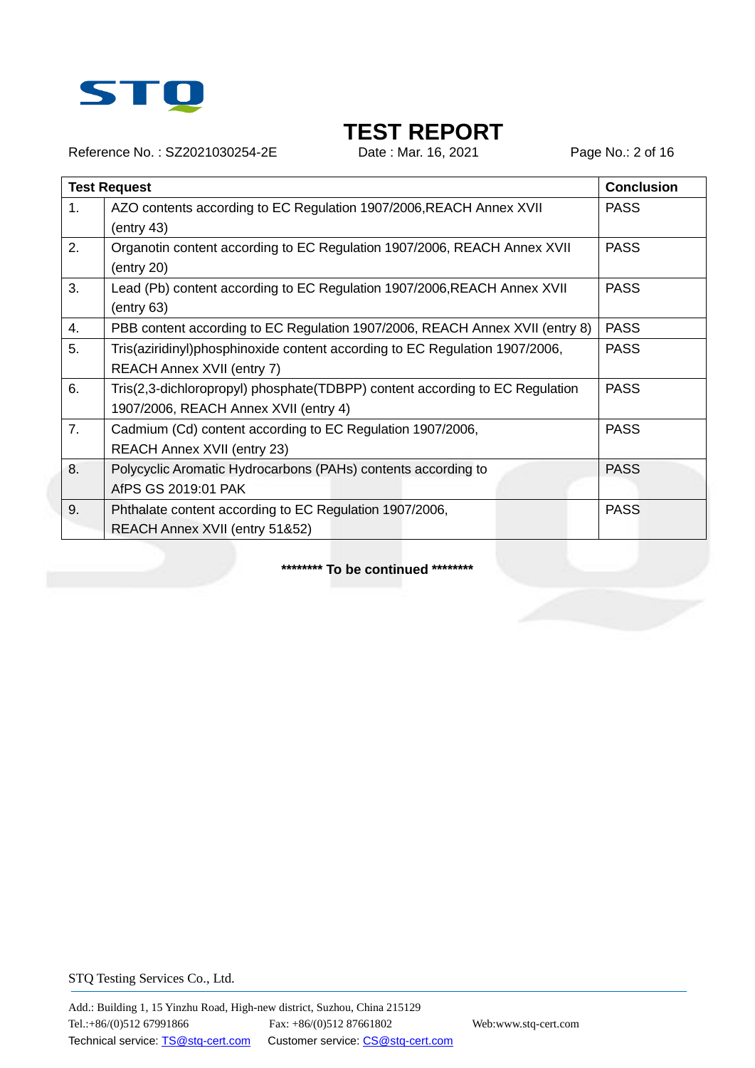# TEST REPORT

Reference No. : SZ2021030254-2E　　Date : Mar. 16, 2021

| Test Request | | Conclusion |
|---|---|---|
| 1. | AZO contents according to EC Regulation 1907/2006,REACH Annex XVII (entry 43) | PASS |
| 2. | Organotin content according to EC Regulation 1907/2006, REACH Annex XVII (entry 20) | PASS |
| 3. | Lead (Pb) content according to EC Regulation 1907/2006,REACH Annex XVII (entry 63) | PASS |
| 4. | PBB content according to EC Regulation 1907/2006, REACH Annex XVII (entry 8) | PASS |
| 5. | Tris(aziridinyl)phosphinoxide content according to EC Regulation 1907/2006, REACH Annex XVII (entry 7) | PASS |
| 6. | Tris(2,3-dichloropropyl) phosphate(TDBPP) content according to EC Regulation 1907/2006, REACH Annex XVII (entry 4) | PASS |
| 7. | Cadmium (Cd) content according to EC Regulation 1907/2006, REACH Annex XVII (entry 23) | PASS |
| 8. | Polycyclic Aromatic Hydrocarbons (PAHs) contents according to AfPS GS 2019:01 PAK | PASS |
| 9. | Phthalate content according to EC Regulation 1907/2006, REACH Annex XVII (entry 51&52) | PASS |

**\*\*\*\*\*\*\*\* To be continued \*\*\*\*\*\*\*\***

STQ Testing Services Co., Ltd.

Add.: Building 1, 15 Yinzhu Road, High-new district, Suzhou, China 215129
Tel.:+86/(0)512 67991866　　Fax: +86/(0)512 87661802　　Web:www.stq-cert.com
Technical service: TS@stq-cert.com　　Customer service: CS@stq-cert.com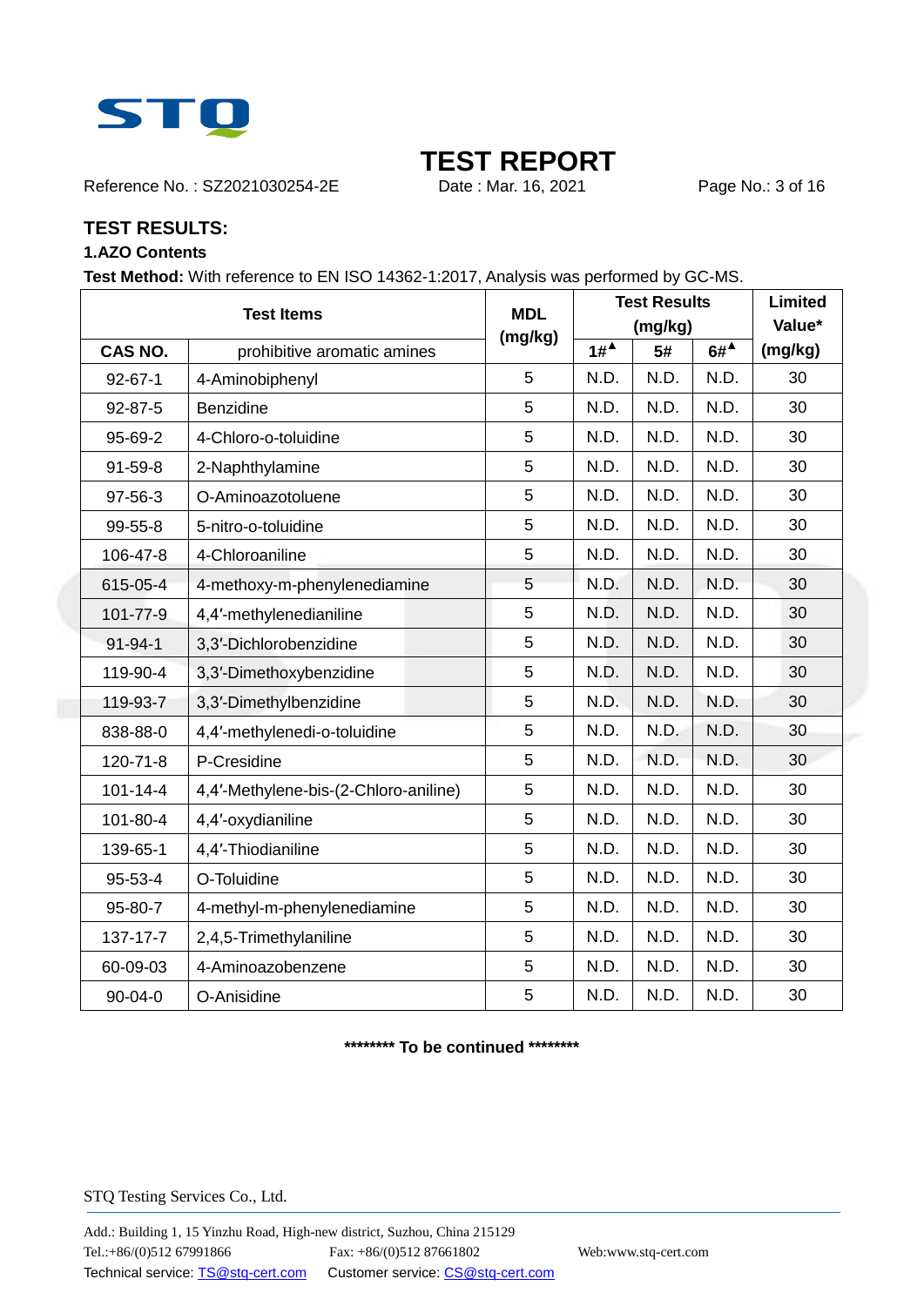# TEST REPORT

Reference No. : SZ2021030254-2E Date : Mar. 16, 2021

## TEST RESULTS:

### 1.AZO Contents

**Test Method:** With reference to EN ISO 14362-1:2017, Analysis was performed by GC-MS.

| Test Items | | MDL (mg/kg) | Test Results (mg/kg) | | | Limited Value* (mg/kg) |
|---|---|---|---|---|---|---|
| CAS NO. | prohibitive aromatic amines | | 1#▲ | 5# | 6#▲ | |
| 92-67-1 | 4-Aminobiphenyl | 5 | N.D. | N.D. | N.D. | 30 |
| 92-87-5 | Benzidine | 5 | N.D. | N.D. | N.D. | 30 |
| 95-69-2 | 4-Chloro-o-toluidine | 5 | N.D. | N.D. | N.D. | 30 |
| 91-59-8 | 2-Naphthylamine | 5 | N.D. | N.D. | N.D. | 30 |
| 97-56-3 | O-Aminoazotoluene | 5 | N.D. | N.D. | N.D. | 30 |
| 99-55-8 | 5-nitro-o-toluidine | 5 | N.D. | N.D. | N.D. | 30 |
| 106-47-8 | 4-Chloroaniline | 5 | N.D. | N.D. | N.D. | 30 |
| 615-05-4 | 4-methoxy-m-phenylenediamine | 5 | N.D. | N.D. | N.D. | 30 |
| 101-77-9 | 4,4′-methylenedianiline | 5 | N.D. | N.D. | N.D. | 30 |
| 91-94-1 | 3,3′-Dichlorobenzidine | 5 | N.D. | N.D. | N.D. | 30 |
| 119-90-4 | 3,3′-Dimethoxybenzidine | 5 | N.D. | N.D. | N.D. | 30 |
| 119-93-7 | 3,3′-Dimethylbenzidine | 5 | N.D. | N.D. | N.D. | 30 |
| 838-88-0 | 4,4′-methylenedi-o-toluidine | 5 | N.D. | N.D. | N.D. | 30 |
| 120-71-8 | P-Cresidine | 5 | N.D. | N.D. | N.D. | 30 |
| 101-14-4 | 4,4′-Methylene-bis-(2-Chloro-aniline) | 5 | N.D. | N.D. | N.D. | 30 |
| 101-80-4 | 4,4′-oxydianiline | 5 | N.D. | N.D. | N.D. | 30 |
| 139-65-1 | 4,4′-Thiodianiline | 5 | N.D. | N.D. | N.D. | 30 |
| 95-53-4 | O-Toluidine | 5 | N.D. | N.D. | N.D. | 30 |
| 95-80-7 | 4-methyl-m-phenylenediamine | 5 | N.D. | N.D. | N.D. | 30 |
| 137-17-7 | 2,4,5-Trimethylaniline | 5 | N.D. | N.D. | N.D. | 30 |
| 60-09-03 | 4-Aminoazobenzene | 5 | N.D. | N.D. | N.D. | 30 |
| 90-04-0 | O-Anisidine | 5 | N.D. | N.D. | N.D. | 30 |

**\*\*\*\*\*\*\*\* To be continued \*\*\*\*\*\*\*\***

STQ Testing Services Co., Ltd.

Add.: Building 1, 15 Yinzhu Road, High-new district, Suzhou, China 215129
Tel.:+86/(0)512 67991866 Fax: +86/(0)512 87661802 Web:www.stq-cert.com
Technical service: TS@stq-cert.com Customer service: CS@stq-cert.com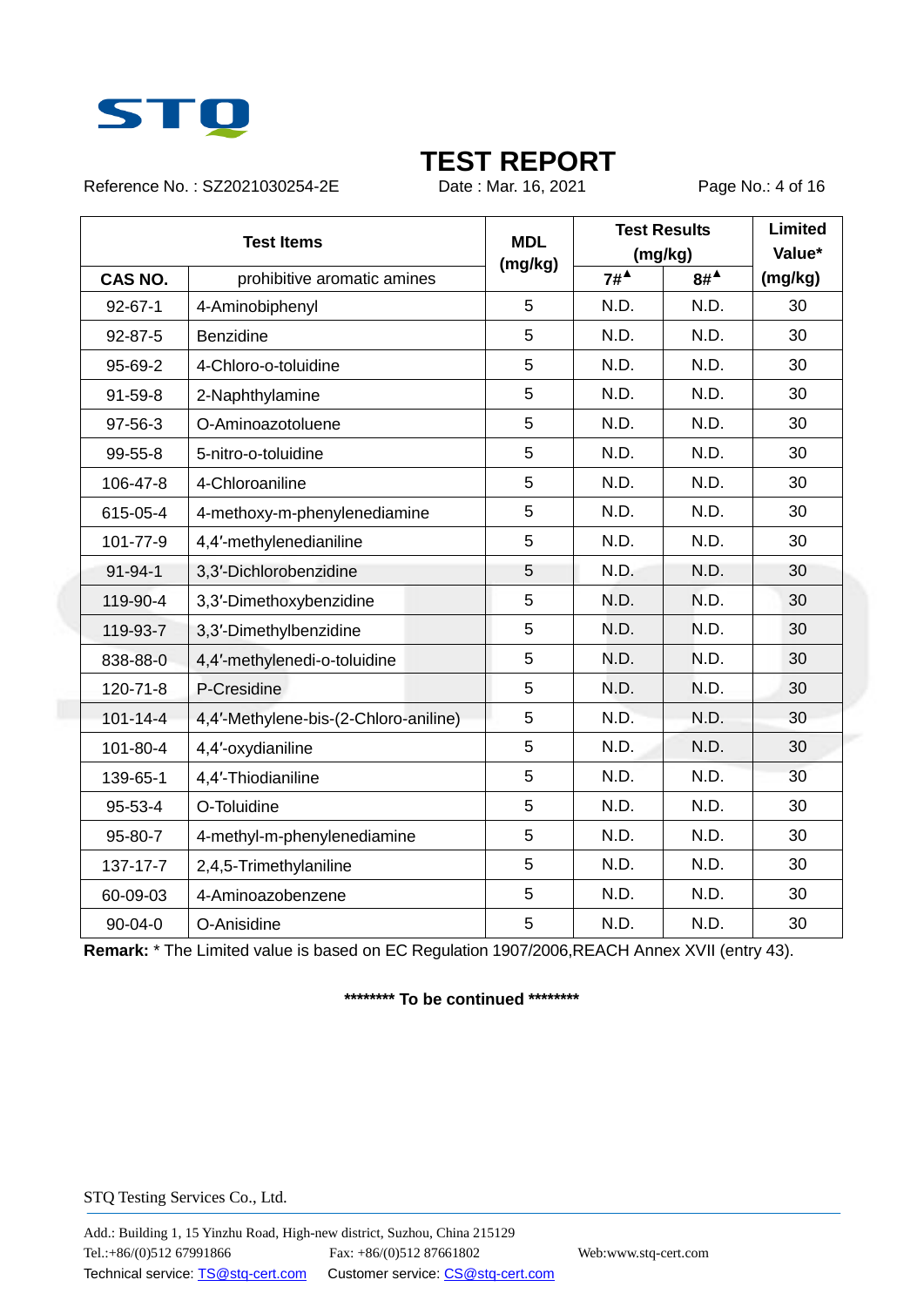# TEST REPORT

Reference No. : SZ2021030254-2E    Date : Mar. 16, 2021

| Test Items | | MDL (mg/kg) | Test Results (mg/kg) | | Limited Value* (mg/kg) |
|---|---|---|---|---|---|
| CAS NO. | prohibitive aromatic amines | | 7#▲ | 8#▲ | |
| 92-67-1 | 4-Aminobiphenyl | 5 | N.D. | N.D. | 30 |
| 92-87-5 | Benzidine | 5 | N.D. | N.D. | 30 |
| 95-69-2 | 4-Chloro-o-toluidine | 5 | N.D. | N.D. | 30 |
| 91-59-8 | 2-Naphthylamine | 5 | N.D. | N.D. | 30 |
| 97-56-3 | O-Aminoazotoluene | 5 | N.D. | N.D. | 30 |
| 99-55-8 | 5-nitro-o-toluidine | 5 | N.D. | N.D. | 30 |
| 106-47-8 | 4-Chloroaniline | 5 | N.D. | N.D. | 30 |
| 615-05-4 | 4-methoxy-m-phenylenediamine | 5 | N.D. | N.D. | 30 |
| 101-77-9 | 4,4′-methylenedianiline | 5 | N.D. | N.D. | 30 |
| 91-94-1 | 3,3′-Dichlorobenzidine | 5 | N.D. | N.D. | 30 |
| 119-90-4 | 3,3′-Dimethoxybenzidine | 5 | N.D. | N.D. | 30 |
| 119-93-7 | 3,3′-Dimethylbenzidine | 5 | N.D. | N.D. | 30 |
| 838-88-0 | 4,4′-methylenedi-o-toluidine | 5 | N.D. | N.D. | 30 |
| 120-71-8 | P-Cresidine | 5 | N.D. | N.D. | 30 |
| 101-14-4 | 4,4′-Methylene-bis-(2-Chloro-aniline) | 5 | N.D. | N.D. | 30 |
| 101-80-4 | 4,4′-oxydianiline | 5 | N.D. | N.D. | 30 |
| 139-65-1 | 4,4′-Thiodianiline | 5 | N.D. | N.D. | 30 |
| 95-53-4 | O-Toluidine | 5 | N.D. | N.D. | 30 |
| 95-80-7 | 4-methyl-m-phenylenediamine | 5 | N.D. | N.D. | 30 |
| 137-17-7 | 2,4,5-Trimethylaniline | 5 | N.D. | N.D. | 30 |
| 60-09-03 | 4-Aminoazobenzene | 5 | N.D. | N.D. | 30 |
| 90-04-0 | O-Anisidine | 5 | N.D. | N.D. | 30 |

**Remark:** * The Limited value is based on EC Regulation 1907/2006,REACH Annex XVII (entry 43).

**\*\*\*\*\*\*\*\* To be continued \*\*\*\*\*\*\*\***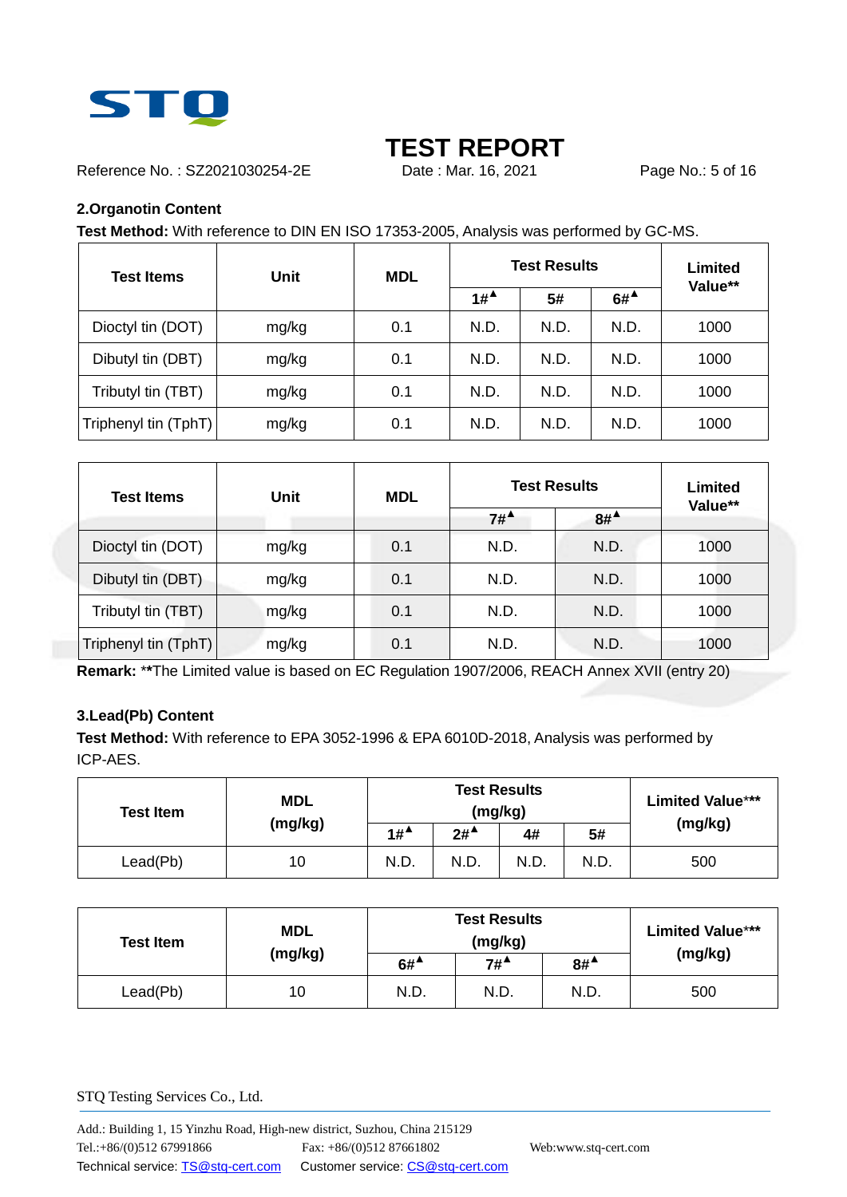## 2.Organotin Content

**Test Method:** With reference to DIN EN ISO 17353-2005, Analysis was performed by GC-MS.

| Test Items | Unit | MDL | Test Results | | | Limited Value** |
|---|---|---|---|---|---|---|
| | | | 1#▲ | 5# | 6#▲ | |
| Dioctyl tin (DOT) | mg/kg | 0.1 | N.D. | N.D. | N.D. | 1000 |
| Dibutyl tin (DBT) | mg/kg | 0.1 | N.D. | N.D. | N.D. | 1000 |
| Tributyl tin (TBT) | mg/kg | 0.1 | N.D. | N.D. | N.D. | 1000 |
| Triphenyl tin (TphT) | mg/kg | 0.1 | N.D. | N.D. | N.D. | 1000 |

| Test Items | Unit | MDL | Test Results | | Limited Value** |
|---|---|---|---|---|---|
| | | | 7#▲ | 8#▲ | |
| Dioctyl tin (DOT) | mg/kg | 0.1 | N.D. | N.D. | 1000 |
| Dibutyl tin (DBT) | mg/kg | 0.1 | N.D. | N.D. | 1000 |
| Tributyl tin (TBT) | mg/kg | 0.1 | N.D. | N.D. | 1000 |
| Triphenyl tin (TphT) | mg/kg | 0.1 | N.D. | N.D. | 1000 |

**Remark:** **The Limited value is based on EC Regulation 1907/2006, REACH Annex XVII (entry 20)

## 3.Lead(Pb) Content

**Test Method:** With reference to EPA 3052-1996 & EPA 6010D-2018, Analysis was performed by ICP-AES.

| Test Item | MDL (mg/kg) | Test Results (mg/kg) | | | | Limited Value*** (mg/kg) |
|---|---|---|---|---|---|---|
| | | 1#▲ | 2#▲ | 4# | 5# | |
| Lead(Pb) | 10 | N.D. | N.D. | N.D. | N.D. | 500 |

| Test Item | MDL (mg/kg) | Test Results (mg/kg) | | | Limited Value*** (mg/kg) |
|---|---|---|---|---|---|
| | | 6#▲ | 7#▲ | 8#▲ | |
| Lead(Pb) | 10 | N.D. | N.D. | N.D. | 500 |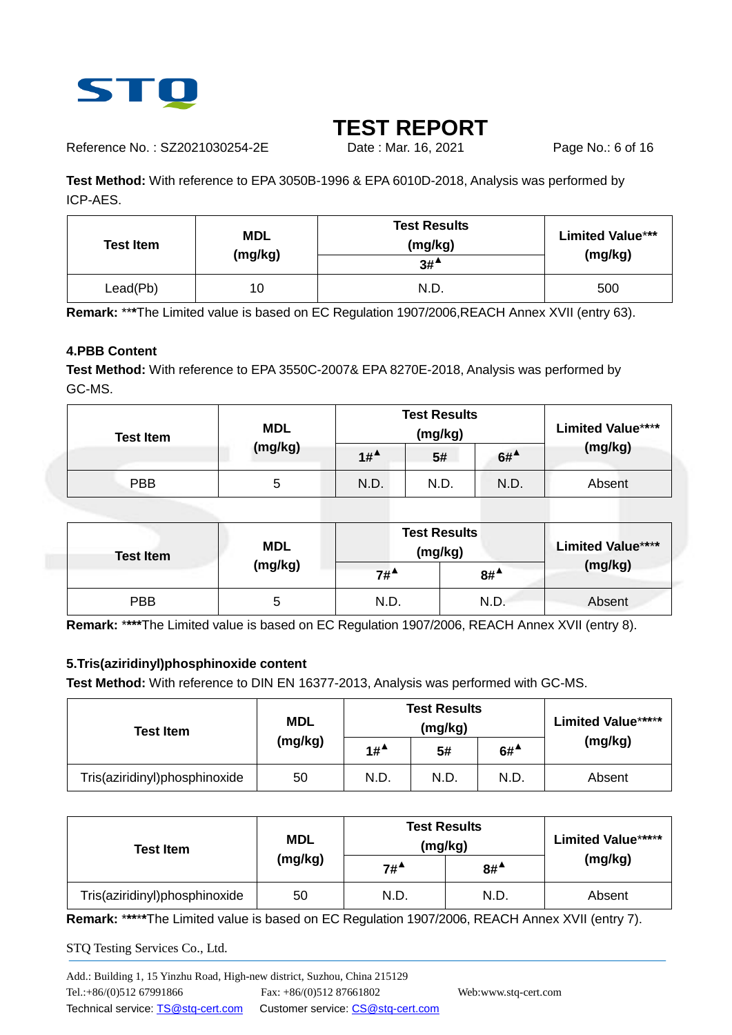**Test Method:** With reference to EPA 3050B-1996 & EPA 6010D-2018, Analysis was performed by ICP-AES.

| Test Item | MDL (mg/kg) | Test Results (mg/kg) | Limited Value*** (mg/kg) |
|---|---|---|---|
| | | 3#▲ | |
| Lead(Pb) | 10 | N.D. | 500 |

**Remark:** ***The Limited value is based on EC Regulation 1907/2006,REACH Annex XVII (entry 63).

**4.PBB Content**

**Test Method:** With reference to EPA 3550C-2007& EPA 8270E-2018, Analysis was performed by GC-MS.

| Test Item | MDL (mg/kg) | Test Results (mg/kg) | | | Limited Value**** (mg/kg) |
|---|---|---|---|---|---|
| | | 1#▲ | 5# | 6#▲ | |
| PBB | 5 | N.D. | N.D. | N.D. | Absent |

| Test Item | MDL (mg/kg) | Test Results (mg/kg) | | Limited Value**** (mg/kg) |
|---|---|---|---|---|
| | | 7#▲ | 8#▲ | |
| PBB | 5 | N.D. | N.D. | Absent |

**Remark:** ****The Limited value is based on EC Regulation 1907/2006, REACH Annex XVII (entry 8).

**5.Tris(aziridinyl)phosphinoxide content**

**Test Method:** With reference to DIN EN 16377-2013, Analysis was performed with GC-MS.

| Test Item | MDL (mg/kg) | Test Results (mg/kg) | | | Limited Value***** (mg/kg) |
|---|---|---|---|---|---|
| | | 1#▲ | 5# | 6#▲ | |
| Tris(aziridinyl)phosphinoxide | 50 | N.D. | N.D. | N.D. | Absent |

| Test Item | MDL (mg/kg) | Test Results (mg/kg) | | Limited Value***** (mg/kg) |
|---|---|---|---|---|
| | | 7#▲ | 8#▲ | |
| Tris(aziridinyl)phosphinoxide | 50 | N.D. | N.D. | Absent |

**Remark:** *****The Limited value is based on EC Regulation 1907/2006, REACH Annex XVII (entry 7).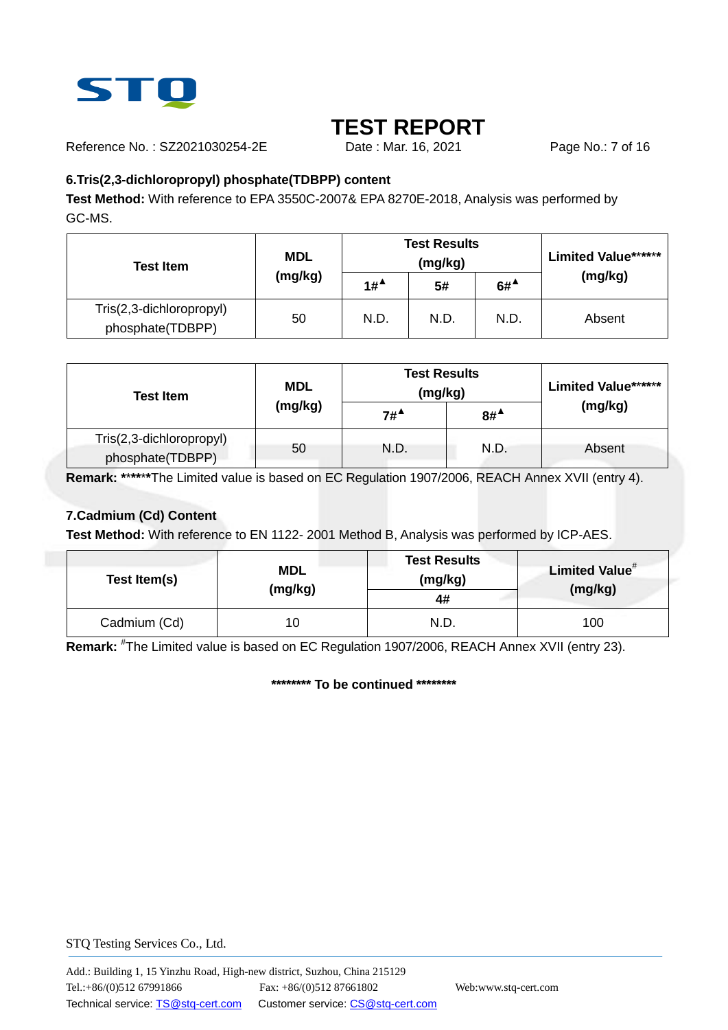# TEST REPORT

Reference No. : SZ2021030254-2E Date : Mar. 16, 2021

## 6.Tris(2,3-dichloropropyl) phosphate(TDBPP) content

**Test Method:** With reference to EPA 3550C-2007& EPA 8270E-2018, Analysis was performed by GC-MS.

| Test Item | MDL (mg/kg) | Test Results (mg/kg) | | | Limited Value****** (mg/kg) |
|---|---|---|---|---|---|
| | | 1#▲ | 5# | 6#▲ | |
| Tris(2,3-dichloropropyl) phosphate(TDBPP) | 50 | N.D. | N.D. | N.D. | Absent |

| Test Item | MDL (mg/kg) | Test Results (mg/kg) | | Limited Value****** (mg/kg) |
|---|---|---|---|---|
| | | 7#▲ | 8#▲ | |
| Tris(2,3-dichloropropyl) phosphate(TDBPP) | 50 | N.D. | N.D. | Absent |

**Remark: ******The Limited value is based on EC Regulation 1907/2006, REACH Annex XVII (entry 4).

## 7.Cadmium (Cd) Content

**Test Method:** With reference to EN 1122- 2001 Method B, Analysis was performed by ICP-AES.

| Test Item(s) | MDL (mg/kg) | Test Results (mg/kg) | Limited Value# (mg/kg) |
|---|---|---|---|
| | | 4# | |
| Cadmium (Cd) | 10 | N.D. | 100 |

**Remark:** #The Limited value is based on EC Regulation 1907/2006, REACH Annex XVII (entry 23).

**\*\*\*\*\*\*\*\* To be continued \*\*\*\*\*\*\*\***

STQ Testing Services Co., Ltd.

Add.: Building 1, 15 Yinzhu Road, High-new district, Suzhou, China 215129
Tel.:+86/(0)512 67991866 Fax: +86/(0)512 87661802 Web:www.stq-cert.com
Technical service: TS@stq-cert.com Customer service: CS@stq-cert.com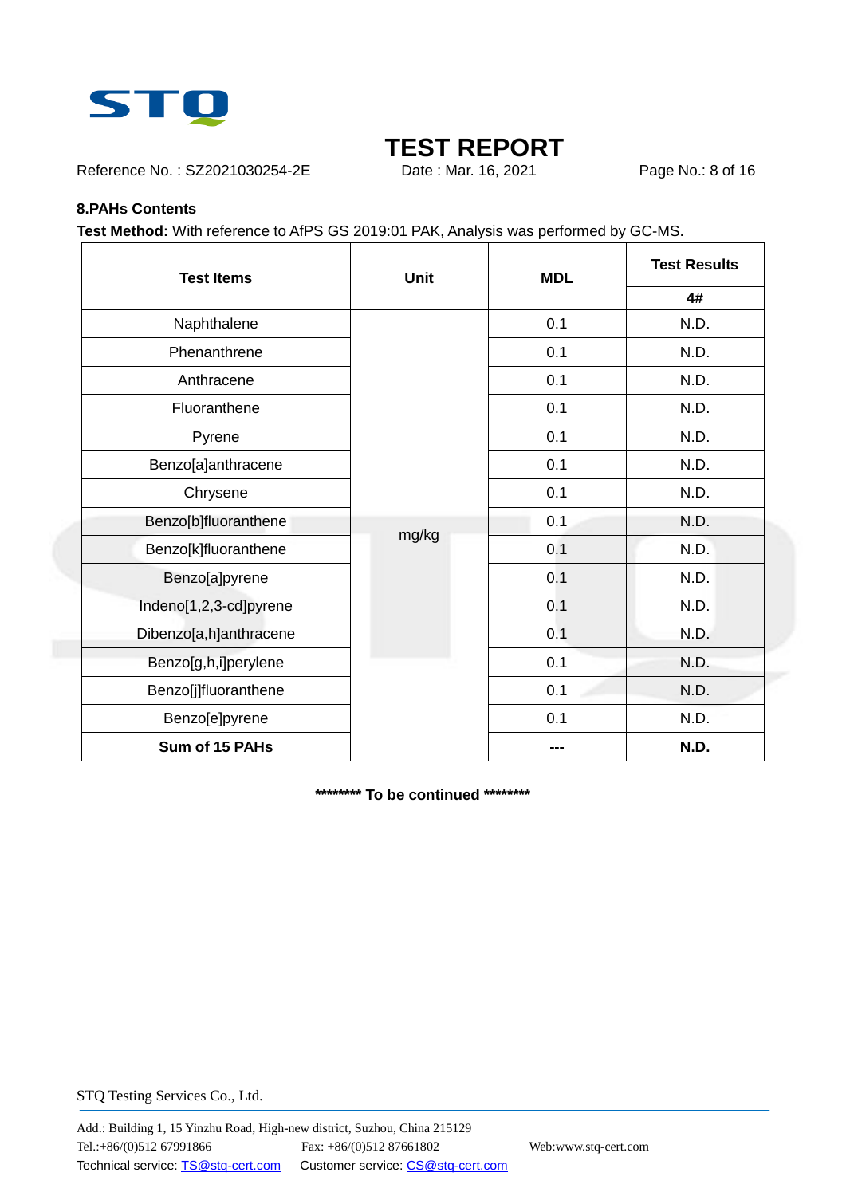# TEST REPORT

Reference No. : SZ2021030254-2E    Date : Mar. 16, 2021

**8.PAHs Contents**

**Test Method:** With reference to AfPS GS 2019:01 PAK, Analysis was performed by GC-MS.

| Test Items | Unit | MDL | Test Results |
|---|---|---|---|
| | | | 4# |
| Naphthalene | mg/kg | 0.1 | N.D. |
| Phenanthrene | | 0.1 | N.D. |
| Anthracene | | 0.1 | N.D. |
| Fluoranthene | | 0.1 | N.D. |
| Pyrene | | 0.1 | N.D. |
| Benzo[a]anthracene | | 0.1 | N.D. |
| Chrysene | | 0.1 | N.D. |
| Benzo[b]fluoranthene | | 0.1 | N.D. |
| Benzo[k]fluoranthene | | 0.1 | N.D. |
| Benzo[a]pyrene | | 0.1 | N.D. |
| Indeno[1,2,3-cd]pyrene | | 0.1 | N.D. |
| Dibenzo[a,h]anthracene | | 0.1 | N.D. |
| Benzo[g,h,i]perylene | | 0.1 | N.D. |
| Benzo[j]fluoranthene | | 0.1 | N.D. |
| Benzo[e]pyrene | | 0.1 | N.D. |
| **Sum of 15 PAHs** | | **---** | **N.D.** |

**\*\*\*\*\*\*\*\* To be continued \*\*\*\*\*\*\*\***

STQ Testing Services Co., Ltd.

Add.: Building 1, 15 Yinzhu Road, High-new district, Suzhou, China 215129
Tel.:+86/(0)512 67991866    Fax: +86/(0)512 87661802    Web:www.stq-cert.com
Technical service: TS@stq-cert.com    Customer service: CS@stq-cert.com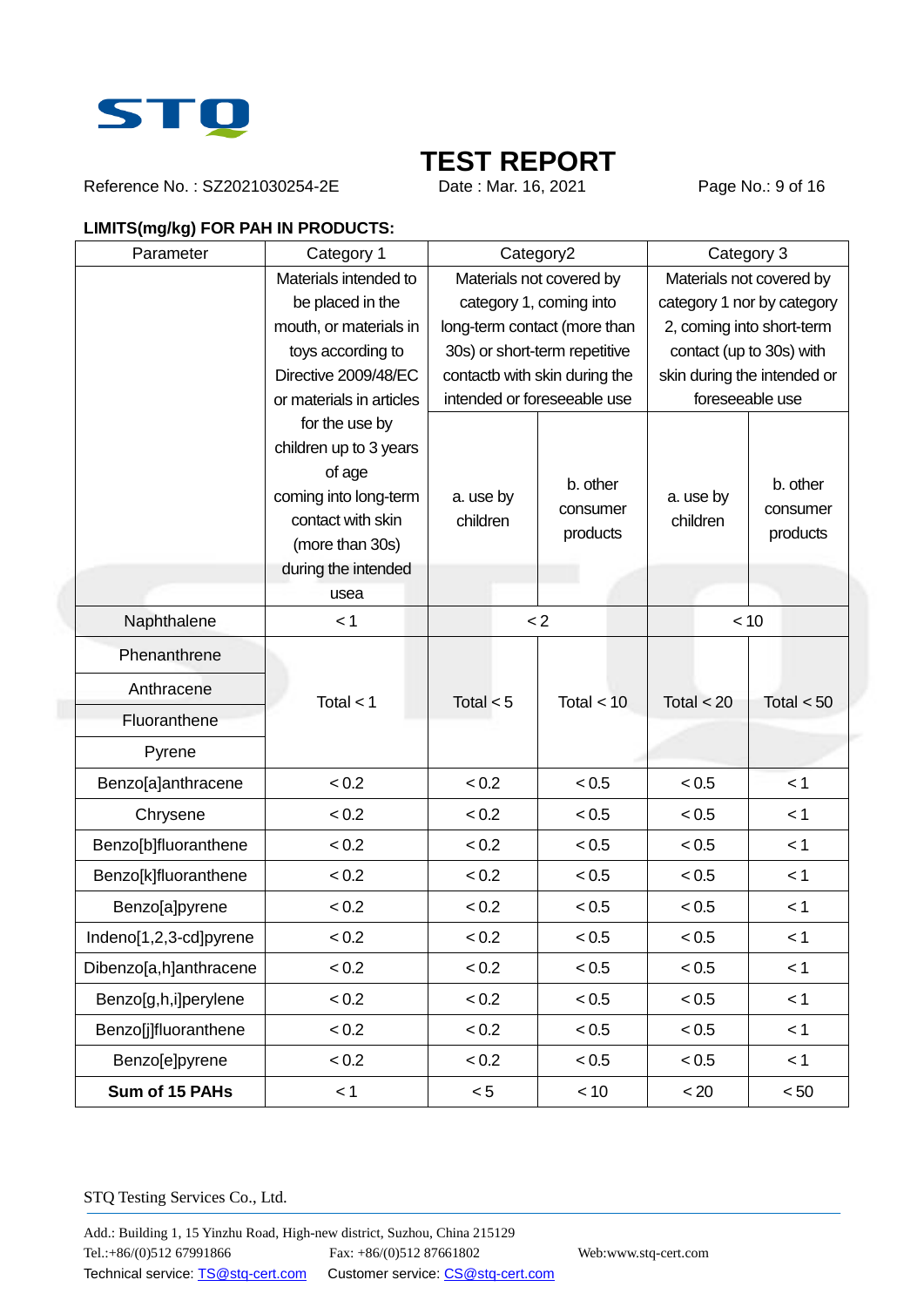**LIMITS(mg/kg) FOR PAH IN PRODUCTS:**

| Parameter | Category 1 | Category2 | | Category 3 | |
|---|---|---|---|---|---|
| | Materials intended to be placed in the mouth, or materials in toys according to Directive 2009/48/EC or materials in articles for the use by children up to 3 years of age coming into long-term contact with skin (more than 30s) during the intended usea | Materials not covered by category 1, coming into long-term contact (more than 30s) or short-term repetitive contactb with skin during the intended or foreseeable use | | Materials not covered by category 1 nor by category 2, coming into short-term contact (up to 30s) with skin during the intended or foreseeable use | |
| | | a. use by children | b. other consumer products | a. use by children | b. other consumer products |
| Naphthalene | < 1 | < 2 | | < 10 | |
| Phenanthrene | Total < 1 | Total < 5 | Total < 10 | Total < 20 | Total < 50 |
| Anthracene | | | | | |
| Fluoranthene | | | | | |
| Pyrene | | | | | |
| Benzo[a]anthracene | < 0.2 | < 0.2 | < 0.5 | < 0.5 | < 1 |
| Chrysene | < 0.2 | < 0.2 | < 0.5 | < 0.5 | < 1 |
| Benzo[b]fluoranthene | < 0.2 | < 0.2 | < 0.5 | < 0.5 | < 1 |
| Benzo[k]fluoranthene | < 0.2 | < 0.2 | < 0.5 | < 0.5 | < 1 |
| Benzo[a]pyrene | < 0.2 | < 0.2 | < 0.5 | < 0.5 | < 1 |
| Indeno[1,2,3-cd]pyrene | < 0.2 | < 0.2 | < 0.5 | < 0.5 | < 1 |
| Dibenzo[a,h]anthracene | < 0.2 | < 0.2 | < 0.5 | < 0.5 | < 1 |
| Benzo[g,h,i]perylene | < 0.2 | < 0.2 | < 0.5 | < 0.5 | < 1 |
| Benzo[j]fluoranthene | < 0.2 | < 0.2 | < 0.5 | < 0.5 | < 1 |
| Benzo[e]pyrene | < 0.2 | < 0.2 | < 0.5 | < 0.5 | < 1 |
| **Sum of 15 PAHs** | < 1 | < 5 | < 10 | < 20 | < 50 |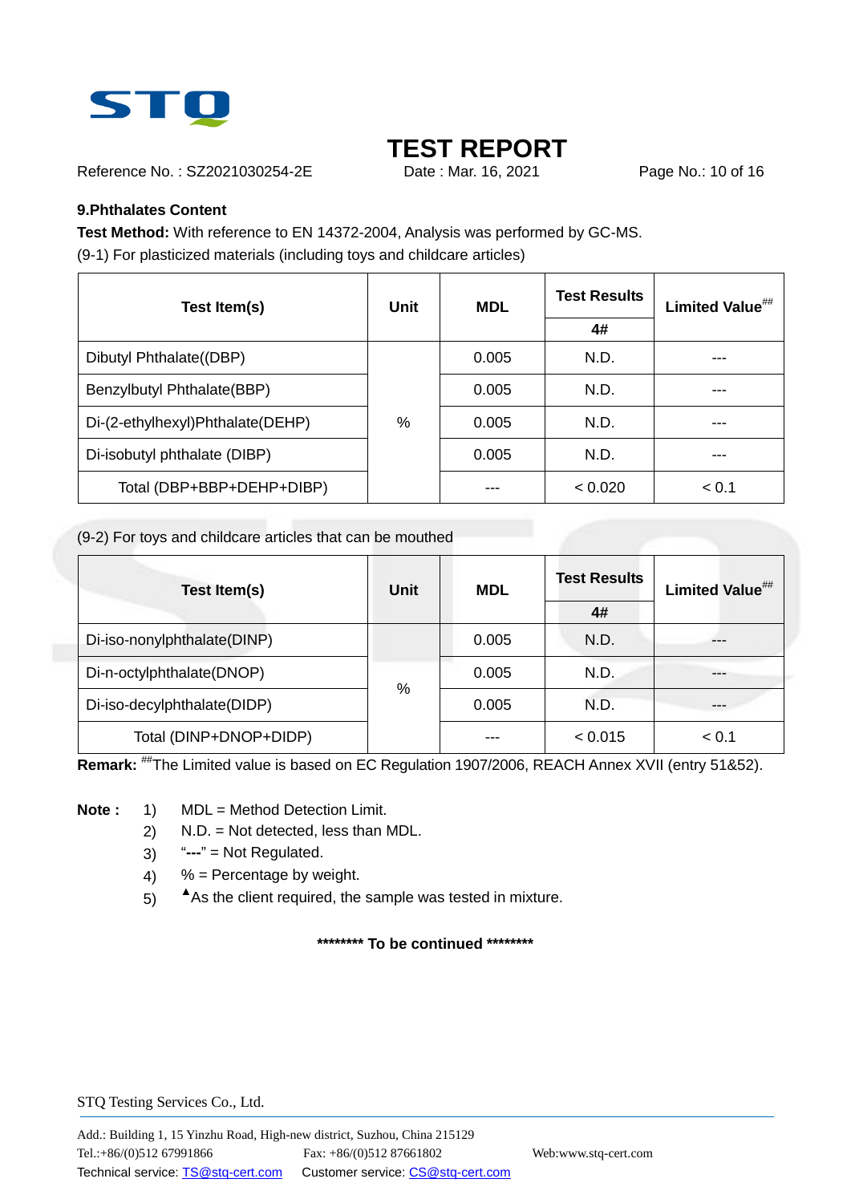# TEST REPORT

Reference No. : SZ2021030254-2E    Date : Mar. 16, 2021

## 9.Phthalates Content

**Test Method:** With reference to EN 14372-2004, Analysis was performed by GC-MS.

(9-1) For plasticized materials (including toys and childcare articles)

| Test Item(s) | Unit | MDL | Test Results | Limited Value## |
|---|---|---|---|---|
| | | | 4# | |
| Dibutyl Phthalate((DBP) | % | 0.005 | N.D. | --- |
| Benzylbutyl Phthalate(BBP) | | 0.005 | N.D. | --- |
| Di-(2-ethylhexyl)Phthalate(DEHP) | | 0.005 | N.D. | --- |
| Di-isobutyl phthalate (DIBP) | | 0.005 | N.D. | --- |
| Total (DBP+BBP+DEHP+DIBP) | | --- | < 0.020 | < 0.1 |

(9-2) For toys and childcare articles that can be mouthed

| Test Item(s) | Unit | MDL | Test Results | Limited Value## |
|---|---|---|---|---|
| | | | 4# | |
| Di-iso-nonylphthalate(DINP) | % | 0.005 | N.D. | --- |
| Di-n-octylphthalate(DNOP) | | 0.005 | N.D. | --- |
| Di-iso-decylphthalate(DIDP) | | 0.005 | N.D. | --- |
| Total (DINP+DNOP+DIDP) | | --- | < 0.015 | < 0.1 |

**Remark:** ##The Limited value is based on EC Regulation 1907/2006, REACH Annex XVII (entry 51&52).

**Note :**

1) MDL = Method Detection Limit.
2) N.D. = Not detected, less than MDL.
3) "**---**" = Not Regulated.
4) % = Percentage by weight.
5) ▲As the client required, the sample was tested in mixture.

**\*\*\*\*\*\*\*\* To be continued \*\*\*\*\*\*\*\***

STQ Testing Services Co., Ltd.

Add.: Building 1, 15 Yinzhu Road, High-new district, Suzhou, China 215129
Tel.:+86/(0)512 67991866    Fax: +86/(0)512 87661802    Web:www.stq-cert.com
Technical service: TS@stq-cert.com    Customer service: CS@stq-cert.com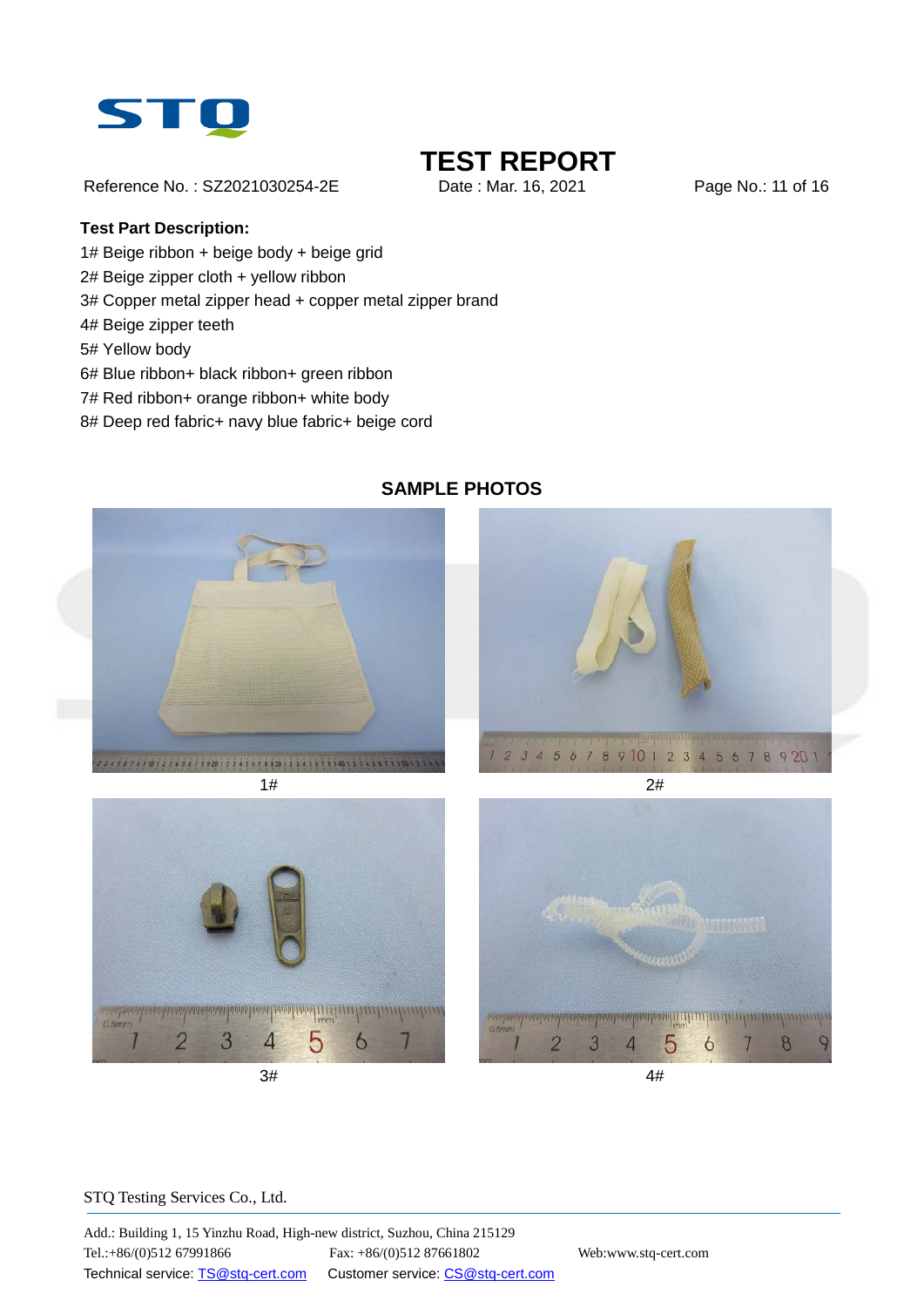**Test Part Description:**

1# Beige ribbon + beige body + beige grid
2# Beige zipper cloth + yellow ribbon
3# Copper metal zipper head + copper metal zipper brand
4# Beige zipper teeth
5# Yellow body
6# Blue ribbon+ black ribbon+ green ribbon
7# Red ribbon+ orange ribbon+ white body
8# Deep red fabric+ navy blue fabric+ beige cord

**SAMPLE PHOTOS**

1#

2#

3#

4#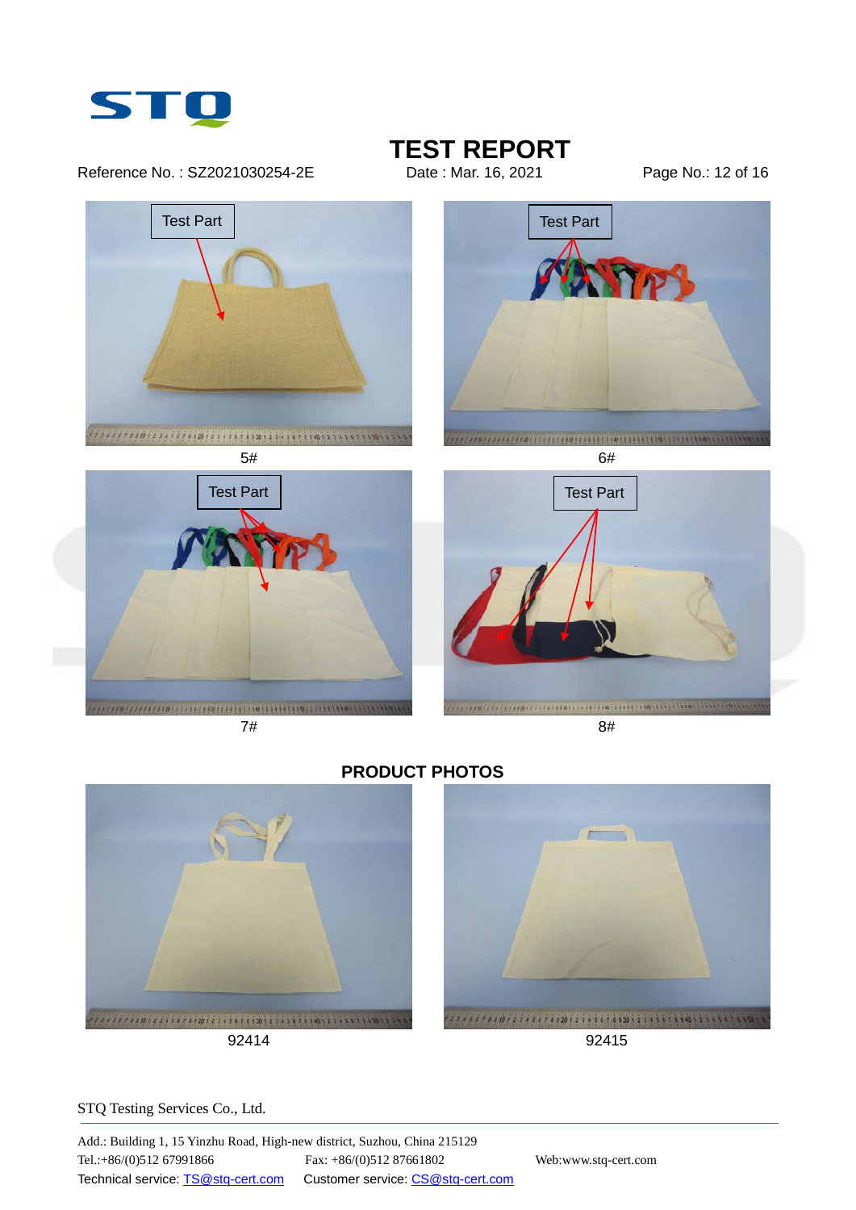Test Part

5#

Test Part

6#

Test Part

7#

Test Part

8#

## PRODUCT PHOTOS

92414

92415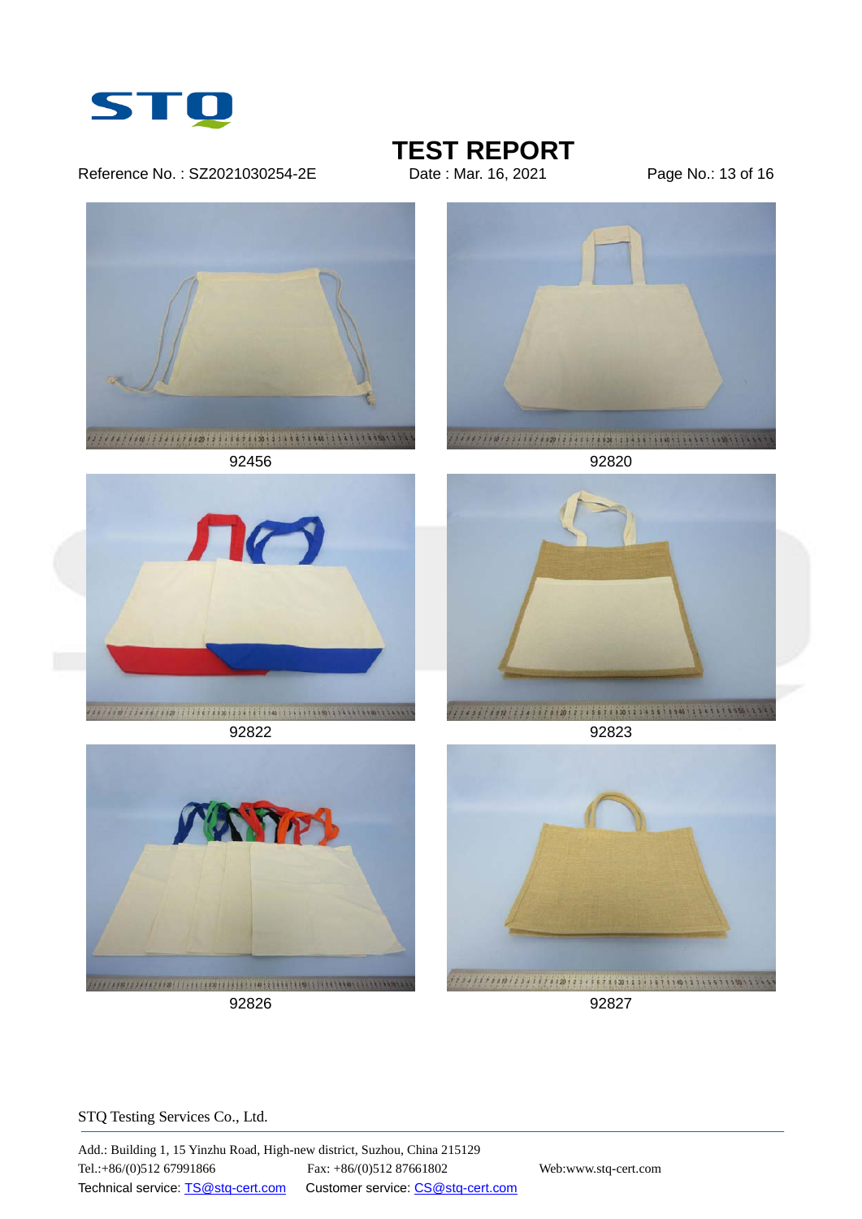92456

92820

92822

92823

92826

92827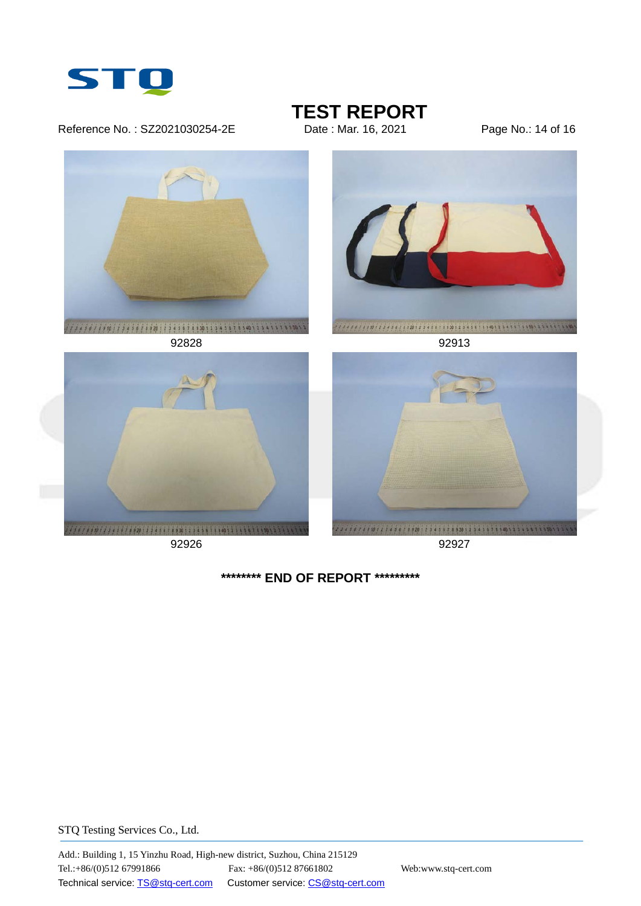92828

92913

92926

92927

**\*\*\*\*\*\*\*\* END OF REPORT \*\*\*\*\*\*\*\*\***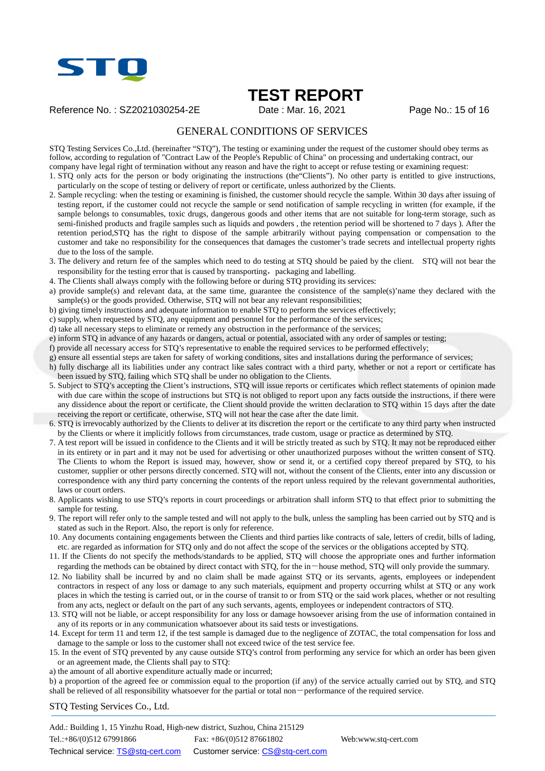# TEST REPORT

Reference No. : SZ2021030254-2E Date : Mar. 16, 2021

## GENERAL CONDITIONS OF SERVICES

STQ Testing Services Co.,Ltd. (hereinafter "STQ"), The testing or examining under the request of the customer should obey terms as follow, according to regulation of "Contract Law of the People's Republic of China" on processing and undertaking contract, our company have legal right of termination without any reason and have the right to accept or refuse testing or examining request:

1. STQ only acts for the person or body originating the instructions (the"Clients"). No other party is entitled to give instructions, particularly on the scope of testing or delivery of report or certificate, unless authorized by the Clients.
2. Sample recycling: when the testing or examining is finished, the customer should recycle the sample. Within 30 days after issuing of testing report, if the customer could not recycle the sample or send notification of sample recycling in written (for example, if the sample belongs to consumables, toxic drugs, dangerous goods and other items that are not suitable for long-term storage, such as semi-finished products and fragile samples such as liquids and powders , the retention period will be shortened to 7 days ). After the retention period,STQ has the right to dispose of the sample arbitrarily without paying compensation or compensation to the customer and take no responsibility for the consequences that damages the customer's trade secrets and intellectual property rights due to the loss of the sample.
3. The delivery and return fee of the samples which need to do testing at STQ should be paied by the client. STQ will not bear the responsibility for the testing error that is caused by transporting，packaging and labelling.
4. The Clients shall always comply with the following before or during STQ providing its services:

a) provide sample(s) and relevant data, at the same time, guarantee the consistence of the sample(s)'name they declared with the sample(s) or the goods provided. Otherwise, STQ will not bear any relevant responsibilities;
b) giving timely instructions and adequate information to enable STQ to perform the services effectively;
c) supply, when requested by STQ, any equipment and personnel for the performance of the services;
d) take all necessary steps to eliminate or remedy any obstruction in the performance of the services;
e) inform STQ in advance of any hazards or dangers, actual or potential, associated with any order of samples or testing;
f) provide all necessary access for STQ's representative to enable the required services to be performed effectively;
g) ensure all essential steps are taken for safety of working conditions, sites and installations during the performance of services;
h) fully discharge all its liabilities under any contract like sales contract with a third party, whether or not a report or certificate has been issued by STQ, failing which STQ shall be under no obligation to the Clients.

5. Subject to STQ's accepting the Client's instructions, STQ will issue reports or certificates which reflect statements of opinion made with due care within the scope of instructions but STQ is not obliged to report upon any facts outside the instructions, if there were any dissidence about the report or certificate, the Client should provide the written declaration to STQ within 15 days after the date receiving the report or certificate, otherwise, STQ will not hear the case after the date limit.
6. STQ is irrevocably authorized by the Clients to deliver at its discretion the report or the certificate to any third party when instructed by the Clients or where it implicitly follows from circumstances, trade custom, usage or practice as determined by STQ.
7. A test report will be issued in confidence to the Clients and it will be strictly treated as such by STQ. It may not be reproduced either in its entirety or in part and it may not be used for advertising or other unauthorized purposes without the written consent of STQ. The Clients to whom the Report is issued may, however, show or send it, or a certified copy thereof prepared by STQ, to his customer, supplier or other persons directly concerned. STQ will not, without the consent of the Clients, enter into any discussion or correspondence with any third party concerning the contents of the report unless required by the relevant governmental authorities, laws or court orders.
8. Applicants wishing to use STQ's reports in court proceedings or arbitration shall inform STQ to that effect prior to submitting the sample for testing.
9. The report will refer only to the sample tested and will not apply to the bulk, unless the sampling has been carried out by STQ and is stated as such in the Report. Also, the report is only for reference.
10. Any documents containing engagements between the Clients and third parties like contracts of sale, letters of credit, bills of lading, etc. are regarded as information for STQ only and do not affect the scope of the services or the obligations accepted by STQ.
11. If the Clients do not specify the methods/standards to be applied, STQ will choose the appropriate ones and further information regarding the methods can be obtained by direct contact with STQ, for the in－house method, STQ will only provide the summary.
12. No liability shall be incurred by and no claim shall be made against STQ or its servants, agents, employees or independent contractors in respect of any loss or damage to any such materials, equipment and property occurring whilst at STQ or any work places in which the testing is carried out, or in the course of transit to or from STQ or the said work places, whether or not resulting from any acts, neglect or default on the part of any such servants, agents, employees or independent contractors of STQ.
13. STQ will not be liable, or accept responsibility for any loss or damage howsoever arising from the use of information contained in any of its reports or in any communication whatsoever about its said tests or investigations.
14. Except for term 11 and term 12, if the test sample is damaged due to the negligence of ZOTAC, the total compensation for loss and damage to the sample or loss to the customer shall not exceed twice of the test service fee.
15. In the event of STQ prevented by any cause outside STQ's control from performing any service for which an order has been given or an agreement made, the Clients shall pay to STQ:

a) the amount of all abortive expenditure actually made or incurred;
b) a proportion of the agreed fee or commission equal to the proportion (if any) of the service actually carried out by STQ, and STQ shall be relieved of all responsibility whatsoever for the partial or total non－performance of the required service.

STQ Testing Services Co., Ltd.

Add.: Building 1, 15 Yinzhu Road, High-new district, Suzhou, China 215129
Tel.:+86/(0)512 67991866 Fax: +86/(0)512 87661802 Web:www.stq-cert.com
Technical service: TS@stq-cert.com Customer service: CS@stq-cert.com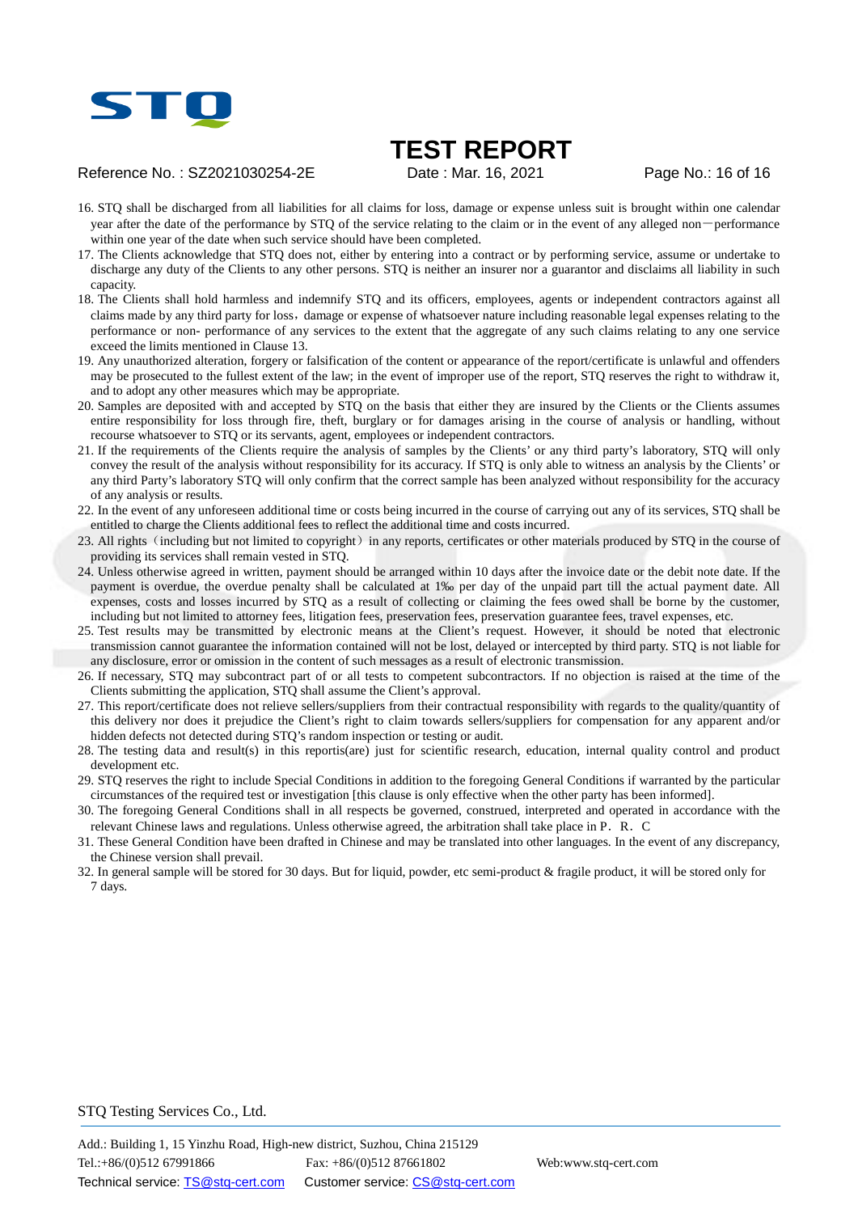16. STQ shall be discharged from all liabilities for all claims for loss, damage or expense unless suit is brought within one calendar year after the date of the performance by STQ of the service relating to the claim or in the event of any alleged non－performance within one year of the date when such service should have been completed.
17. The Clients acknowledge that STQ does not, either by entering into a contract or by performing service, assume or undertake to discharge any duty of the Clients to any other persons. STQ is neither an insurer nor a guarantor and disclaims all liability in such capacity.
18. The Clients shall hold harmless and indemnify STQ and its officers, employees, agents or independent contractors against all claims made by any third party for loss，damage or expense of whatsoever nature including reasonable legal expenses relating to the performance or non- performance of any services to the extent that the aggregate of any such claims relating to any one service exceed the limits mentioned in Clause 13.
19. Any unauthorized alteration, forgery or falsification of the content or appearance of the report/certificate is unlawful and offenders may be prosecuted to the fullest extent of the law; in the event of improper use of the report, STQ reserves the right to withdraw it, and to adopt any other measures which may be appropriate.
20. Samples are deposited with and accepted by STQ on the basis that either they are insured by the Clients or the Clients assumes entire responsibility for loss through fire, theft, burglary or for damages arising in the course of analysis or handling, without recourse whatsoever to STQ or its servants, agent, employees or independent contractors.
21. If the requirements of the Clients require the analysis of samples by the Clients' or any third party's laboratory, STQ will only convey the result of the analysis without responsibility for its accuracy. If STQ is only able to witness an analysis by the Clients' or any third Party's laboratory STQ will only confirm that the correct sample has been analyzed without responsibility for the accuracy of any analysis or results.
22. In the event of any unforeseen additional time or costs being incurred in the course of carrying out any of its services, STQ shall be entitled to charge the Clients additional fees to reflect the additional time and costs incurred.
23. All rights（including but not limited to copyright）in any reports, certificates or other materials produced by STQ in the course of providing its services shall remain vested in STQ.
24. Unless otherwise agreed in written, payment should be arranged within 10 days after the invoice date or the debit note date. If the payment is overdue, the overdue penalty shall be calculated at 1‰ per day of the unpaid part till the actual payment date. All expenses, costs and losses incurred by STQ as a result of collecting or claiming the fees owed shall be borne by the customer, including but not limited to attorney fees, litigation fees, preservation fees, preservation guarantee fees, travel expenses, etc.
25. Test results may be transmitted by electronic means at the Client's request. However, it should be noted that electronic transmission cannot guarantee the information contained will not be lost, delayed or intercepted by third party. STQ is not liable for any disclosure, error or omission in the content of such messages as a result of electronic transmission.
26. If necessary, STQ may subcontract part of or all tests to competent subcontractors. If no objection is raised at the time of the Clients submitting the application, STQ shall assume the Client's approval.
27. This report/certificate does not relieve sellers/suppliers from their contractual responsibility with regards to the quality/quantity of this delivery nor does it prejudice the Client's right to claim towards sellers/suppliers for compensation for any apparent and/or hidden defects not detected during STQ's random inspection or testing or audit.
28. The testing data and result(s) in this reportis(are) just for scientific research, education, internal quality control and product development etc.
29. STQ reserves the right to include Special Conditions in addition to the foregoing General Conditions if warranted by the particular circumstances of the required test or investigation [this clause is only effective when the other party has been informed].
30. The foregoing General Conditions shall in all respects be governed, construed, interpreted and operated in accordance with the relevant Chinese laws and regulations. Unless otherwise agreed, the arbitration shall take place in P．R．C
31. These General Condition have been drafted in Chinese and may be translated into other languages. In the event of any discrepancy, the Chinese version shall prevail.
32. In general sample will be stored for 30 days. But for liquid, powder, etc semi-product & fragile product, it will be stored only for 7 days.